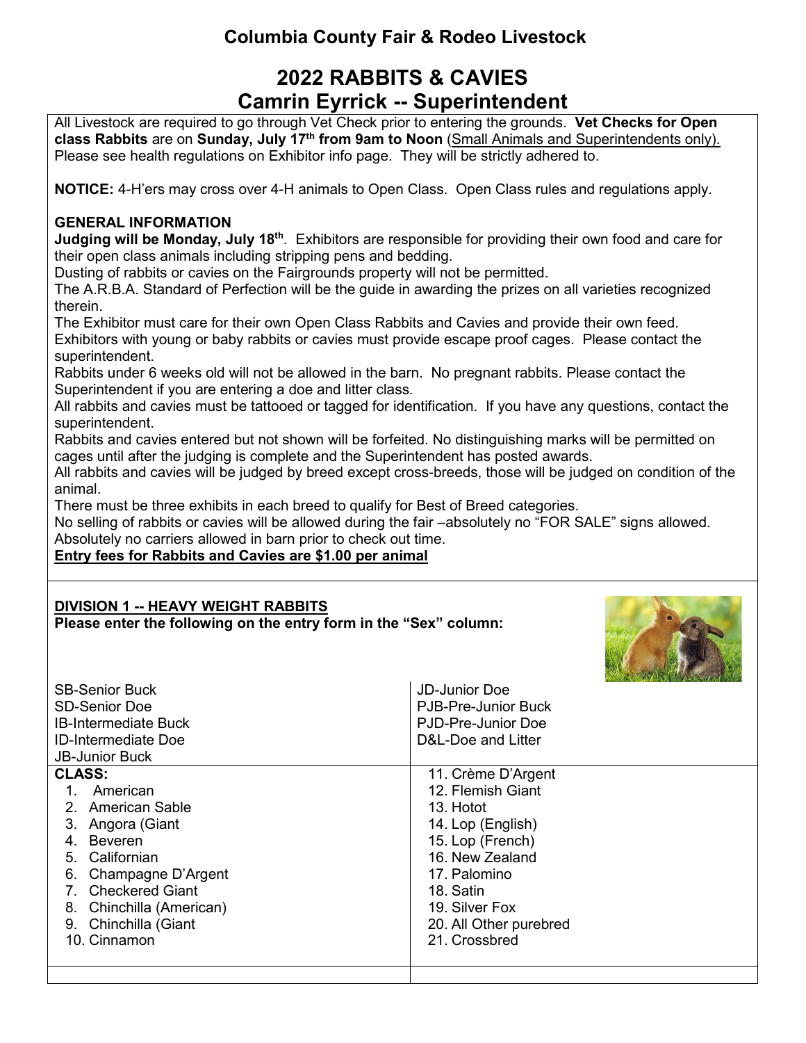## Columbia County Fair & Rodeo Livestock

# 2022 RABBITS & CAVIES
# Camrin Eyrrick -- Superintendent

All Livestock are required to go through Vet Check prior to entering the grounds. **Vet Checks for Open class Rabbits** are on **Sunday, July 17th from 9am to Noon** (Small Animals and Superintendents only). Please see health regulations on Exhibitor info page. They will be strictly adhered to.

**NOTICE:** 4-H'ers may cross over 4-H animals to Open Class. Open Class rules and regulations apply.

**GENERAL INFORMATION**

**Judging will be Monday, July 18th**. Exhibitors are responsible for providing their own food and care for their open class animals including stripping pens and bedding.

Dusting of rabbits or cavies on the Fairgrounds property will not be permitted.

The A.R.B.A. Standard of Perfection will be the guide in awarding the prizes on all varieties recognized therein.

The Exhibitor must care for their own Open Class Rabbits and Cavies and provide their own feed.

Exhibitors with young or baby rabbits or cavies must provide escape proof cages. Please contact the superintendent.

Rabbits under 6 weeks old will not be allowed in the barn. No pregnant rabbits. Please contact the Superintendent if you are entering a doe and litter class.

All rabbits and cavies must be tattooed or tagged for identification. If you have any questions, contact the superintendent.

Rabbits and cavies entered but not shown will be forfeited. No distinguishing marks will be permitted on cages until after the judging is complete and the Superintendent has posted awards.

All rabbits and cavies will be judged by breed except cross-breeds, those will be judged on condition of the animal.

There must be three exhibits in each breed to qualify for Best of Breed categories.

No selling of rabbits or cavies will be allowed during the fair –absolutely no "FOR SALE" signs allowed.

Absolutely no carriers allowed in barn prior to check out time.

**Entry fees for Rabbits and Cavies are $1.00 per animal**

**DIVISION 1 -- HEAVY WEIGHT RABBITS**

**Please enter the following on the entry form in the "Sex" column:**

SB-Senior Buck
SD-Senior Doe
IB-Intermediate Buck
ID-Intermediate Doe
JB-Junior Buck
JD-Junior Doe
PJB-Pre-Junior Buck
PJD-Pre-Junior Doe
D&L-Doe and Litter

**CLASS:**

1. American
2. American Sable
3. Angora (Giant
4. Beveren
5. Californian
6. Champagne D'Argent
7. Checkered Giant
8. Chinchilla (American)
9. Chinchilla (Giant
10. Cinnamon
11. Crème D'Argent
12. Flemish Giant
13. Hotot
14. Lop (English)
15. Lop (French)
16. New Zealand
17. Palomino
18. Satin
19. Silver Fox
20. All Other purebred
21. Crossbred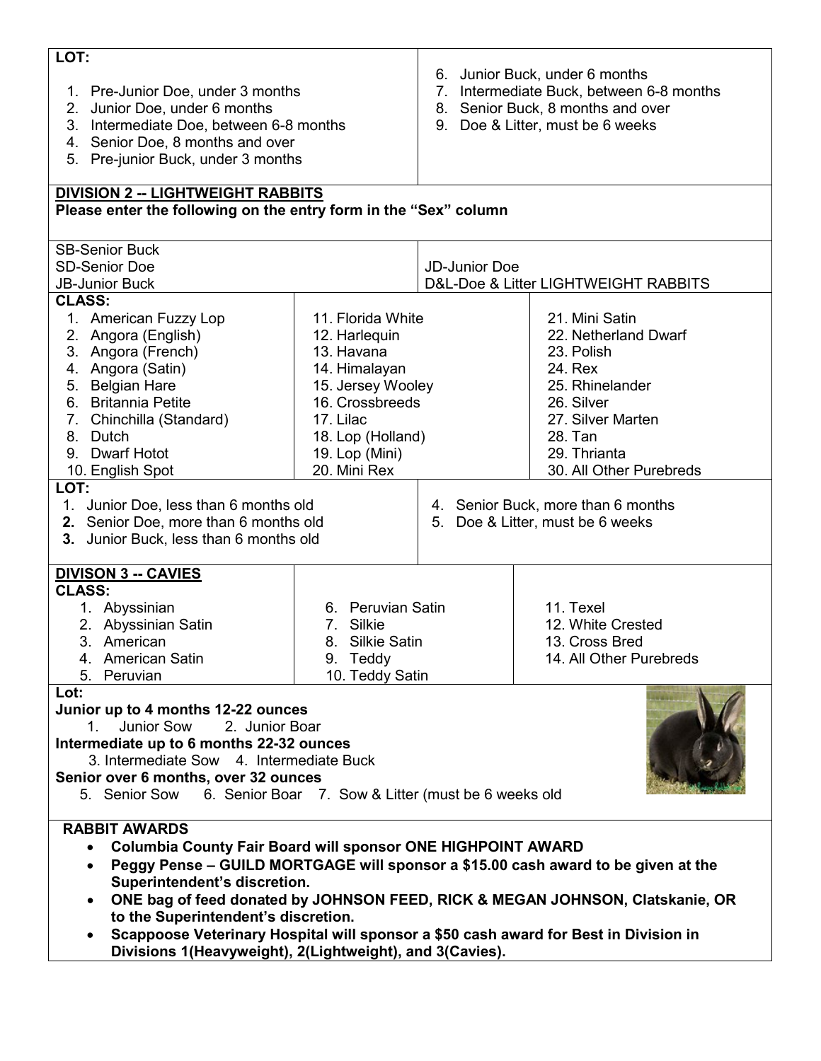**LOT:**

1. Pre-Junior Doe, under 3 months
2. Junior Doe, under 6 months
3. Intermediate Doe, between 6-8 months
4. Senior Doe, 8 months and over
5. Pre-junior Buck, under 3 months
6. Junior Buck, under 6 months
7. Intermediate Buck, between 6-8 months
8. Senior Buck, 8 months and over
9. Doe & Litter, must be 6 weeks

**DIVISION 2 -- LIGHTWEIGHT RABBITS**

**Please enter the following on the entry form in the "Sex" column**

SB-Senior Buck
SD-Senior Doe
JB-Junior Buck
JD-Junior Doe
D&L-Doe & Litter LIGHTWEIGHT RABBITS

**CLASS:**

1. American Fuzzy Lop
2. Angora (English)
3. Angora (French)
4. Angora (Satin)
5. Belgian Hare
6. Britannia Petite
7. Chinchilla (Standard)
8. Dutch
9. Dwarf Hotot
10. English Spot
11. Florida White
12. Harlequin
13. Havana
14. Himalayan
15. Jersey Wooley
16. Crossbreeds
17. Lilac
18. Lop (Holland)
19. Lop (Mini)
20. Mini Rex
21. Mini Satin
22. Netherland Dwarf
23. Polish
24. Rex
25. Rhinelander
26. Silver
27. Silver Marten
28. Tan
29. Thrianta
30. All Other Purebreds

**LOT:**

1. Junior Doe, less than 6 months old
2. Senior Doe, more than 6 months old
3. Junior Buck, less than 6 months old
4. Senior Buck, more than 6 months
5. Doe & Litter, must be 6 weeks

**DIVISON 3 -- CAVIES**

**CLASS:**

1. Abyssinian
2. Abyssinian Satin
3. American
4. American Satin
5. Peruvian
6. Peruvian Satin
7. Silkie
8. Silkie Satin
9. Teddy
10. Teddy Satin
11. Texel
12. White Crested
13. Cross Bred
14. All Other Purebreds

**Lot:**

**Junior up to 4 months 12-22 ounces**

1. Junior Sow 2. Junior Boar

**Intermediate up to 6 months 22-32 ounces**

3. Intermediate Sow 4. Intermediate Buck

**Senior over 6 months, over 32 ounces**

5. Senior Sow 6. Senior Boar 7. Sow & Litter (must be 6 weeks old

**RABBIT AWARDS**

- **Columbia County Fair Board will sponsor ONE HIGHPOINT AWARD**
- **Peggy Pense – GUILD MORTGAGE will sponsor a $15.00 cash award to be given at the Superintendent's discretion.**
- **ONE bag of feed donated by JOHNSON FEED, RICK & MEGAN JOHNSON, Clatskanie, OR to the Superintendent's discretion.**
- **Scappoose Veterinary Hospital will sponsor a $50 cash award for Best in Division in Divisions 1(Heavyweight), 2(Lightweight), and 3(Cavies).**